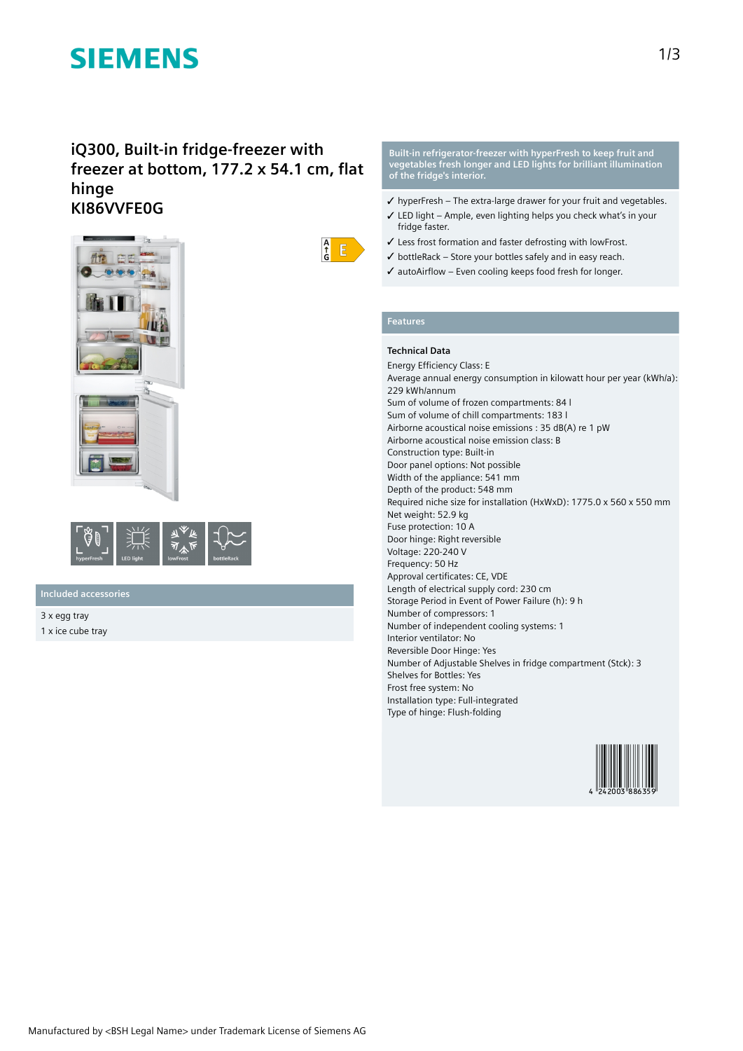SIEMENS

# iQ300, Built-in fridge-freezer with freezer at bottom, 177.2 x 54.1 cm, flat hinge
# KI86VVFE0G

E

hyperFresh | LED light | lowFrost | bottleRack

## Included accessories

3 x egg tray
1 x ice cube tray

## Built-in refrigerator-freezer with hyperFresh to keep fruit and vegetables fresh longer and LED lights for brilliant illumination of the fridge's interior.

- ✓ hyperFresh – The extra-large drawer for your fruit and vegetables.
- ✓ LED light – Ample, even lighting helps you check what's in your fridge faster.
- ✓ Less frost formation and faster defrosting with lowFrost.
- ✓ bottleRack – Store your bottles safely and in easy reach.
- ✓ autoAirflow – Even cooling keeps food fresh for longer.

## Features

### Technical Data

Energy Efficiency Class: E
Average annual energy consumption in kilowatt hour per year (kWh/a): 229 kWh/annum
Sum of volume of frozen compartments: 84 l
Sum of volume of chill compartments: 183 l
Airborne acoustical noise emissions : 35 dB(A) re 1 pW
Airborne acoustical noise emission class: B
Construction type: Built-in
Door panel options: Not possible
Width of the appliance: 541 mm
Depth of the product: 548 mm
Required niche size for installation (HxWxD): 1775.0 x 560 x 550 mm
Net weight: 52.9 kg
Fuse protection: 10 A
Door hinge: Right reversible
Voltage: 220-240 V
Frequency: 50 Hz
Approval certificates: CE, VDE
Length of electrical supply cord: 230 cm
Storage Period in Event of Power Failure (h): 9 h
Number of compressors: 1
Number of independent cooling systems: 1
Interior ventilator: No
Reversible Door Hinge: Yes
Number of Adjustable Shelves in fridge compartment (Stck): 3
Shelves for Bottles: Yes
Frost free system: No
Installation type: Full-integrated
Type of hinge: Flush-folding

4 242003 886359

Manufactured by <BSH Legal Name> under Trademark License of Siemens AG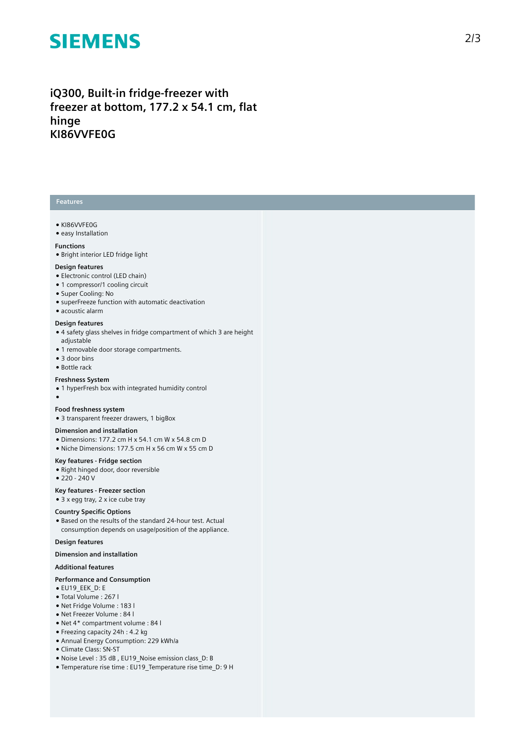**SIEMENS**

# iQ300, Built-in fridge-freezer with freezer at bottom, 177.2 x 54.1 cm, flat hinge
# KI86VVFE0G

## Features

- KI86VVFE0G
- easy Installation

### Functions

- Bright interior LED fridge light

### Design features

- Electronic control (LED chain)
- 1 compressor/1 cooling circuit
- Super Cooling: No
- superFreeze function with automatic deactivation
- acoustic alarm

### Design features

- 4 safety glass shelves in fridge compartment of which 3 are height adjustable
- 1 removable door storage compartments.
- 3 door bins
- Bottle rack

### Freshness System

- 1 hyperFresh box with integrated humidity control
-

### Food freshness system

- 3 transparent freezer drawers, 1 bigBox

### Dimension and installation

- Dimensions: 177.2 cm H x 54.1 cm W x 54.8 cm D
- Niche Dimensions: 177.5 cm H x 56 cm W x 55 cm D

### Key features - Fridge section

- Right hinged door, door reversible
- 220 - 240 V

### Key features - Freezer section

- 3 x egg tray, 2 x ice cube tray

### Country Specific Options

- Based on the results of the standard 24-hour test. Actual consumption depends on usage/position of the appliance.

### Design features

### Dimension and installation

### Additional features

### Performance and Consumption

- EU19_EEK_D: E
- Total Volume : 267 l
- Net Fridge Volume : 183 l
- Net Freezer Volume : 84 l
- Net 4* compartment volume : 84 l
- Freezing capacity 24h : 4.2 kg
- Annual Energy Consumption: 229 kWh/a
- Climate Class: SN-ST
- Noise Level : 35 dB , EU19_Noise emission class_D: B
- Temperature rise time : EU19_Temperature rise time_D: 9 H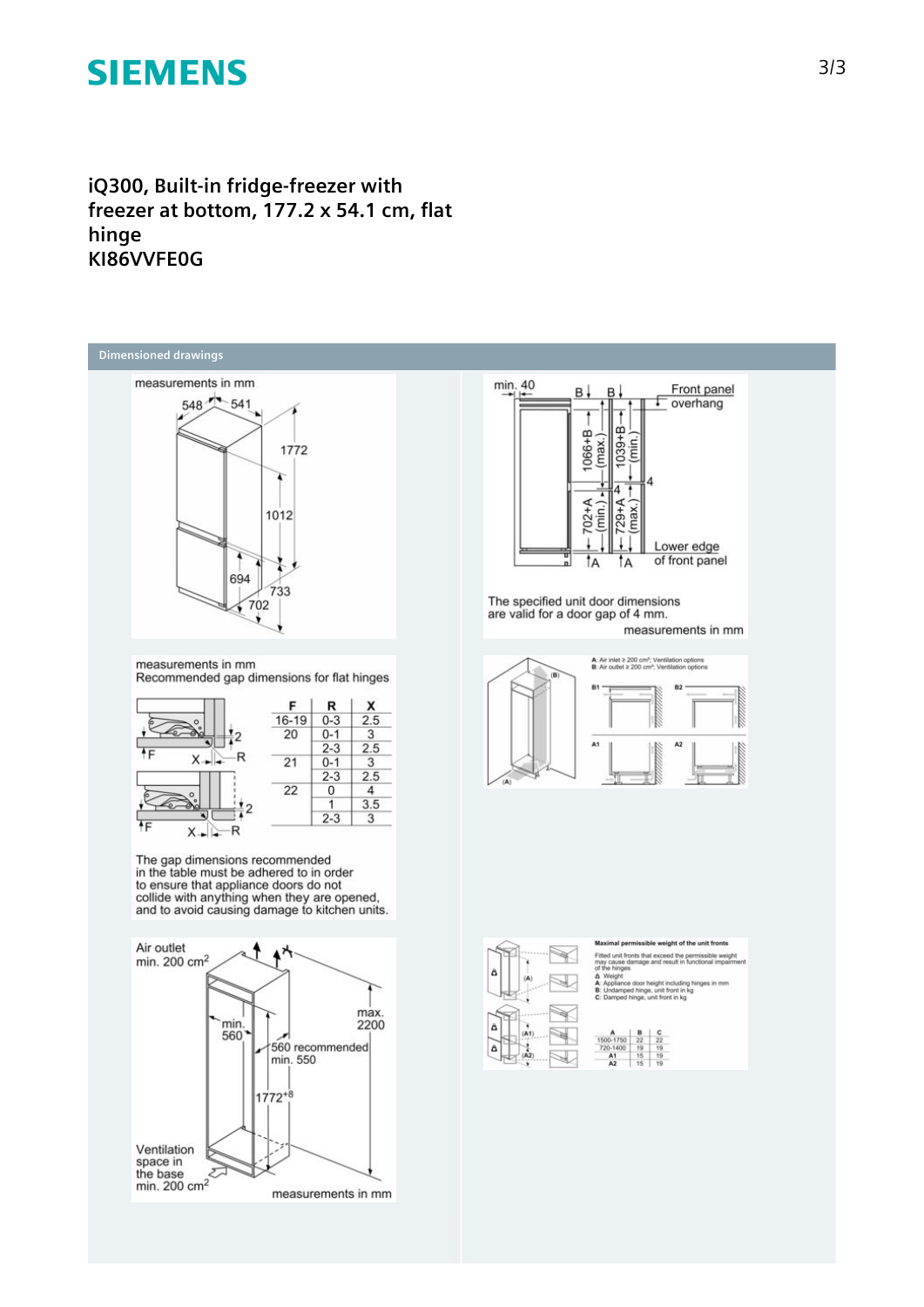# iQ300, Built-in fridge-freezer with freezer at bottom, 177.2 x 54.1 cm, flat hinge

# KI86VVFE0G

## Dimensioned drawings

measurements in mm

548
541
1772
1012
694
733
702

min. 40
B
B
Front panel overhang
1066+B (max.)
1039+B (min.)
4
4
702+A (min.)
729+A (max.)
A
A
Lower edge of front panel

The specified unit door dimensions are valid for a door gap of 4 mm.

measurements in mm

measurements in mm
Recommended gap dimensions for flat hinges

| F | R | X |
|---|---|---|
| 16-19 | 0-3 | 2.5 |
| 20 | 0-1 | 3 |
| | 2-3 | 2.5 |
| 21 | 0-1 | 3 |
| | 2-3 | 2.5 |
| 22 | 0 | 4 |
| | 1 | 3.5 |
| | 2-3 | 3 |

The gap dimensions recommended in the table must be adhered to in order to ensure that appliance doors do not collide with anything when they are opened, and to avoid causing damage to kitchen units.

A: Air inlet ≥ 200 cm²; Ventilation options
B: Air outlet ≥ 200 cm²; Ventilation options

B1
B2
A1
A2

Air outlet
min. 200 cm²
min. 560
max. 2200
560 recommended
min. 550
1772+8
Ventilation space in the base
min. 200 cm²
measurements in mm

Maximal permissible weight of the unit fronts

Fitted unit fronts that exceed the permissible weight may cause damage and result in functional impairment of the hinges

Δ: Weight
A: Appliance door height including hinges in mm
B: Undamped hinge, unit front in kg
C: Damped hinge, unit front in kg

| A | B | C |
|---|---|---|
| 1500-1750 | 22 | 22 |
| 720-1400 | 19 | 19 |
| A1 | 15 | 19 |
| A2 | 15 | 19 |